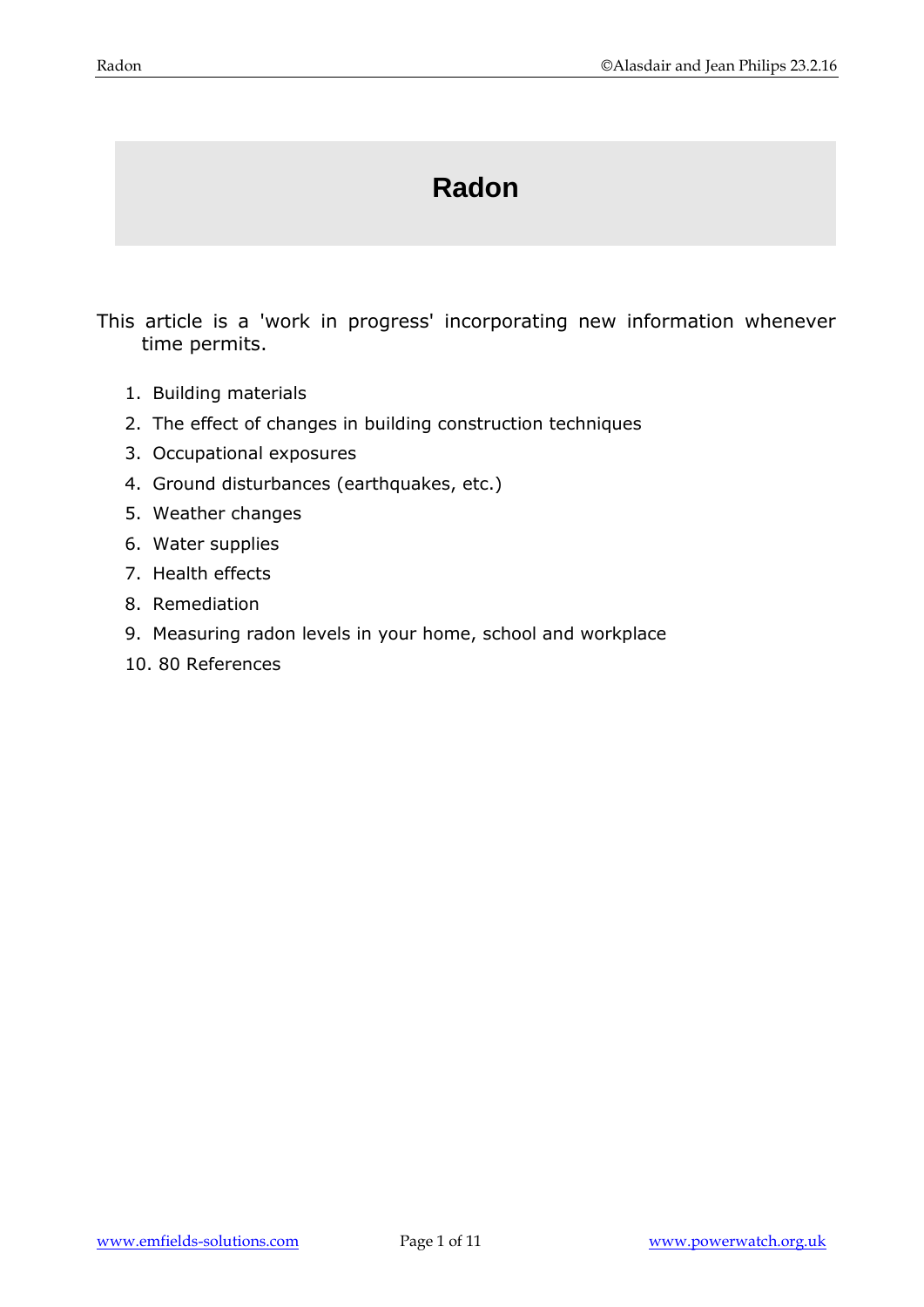# Radon

This article is a 'work in progress' incorporating new information whenever time permits.

1. Building materials
2. The effect of changes in building construction techniques
3. Occupational exposures
4. Ground disturbances (earthquakes, etc.)
5. Weather changes
6. Water supplies
7. Health effects
8. Remediation
9. Measuring radon levels in your home, school and workplace
10. 80 References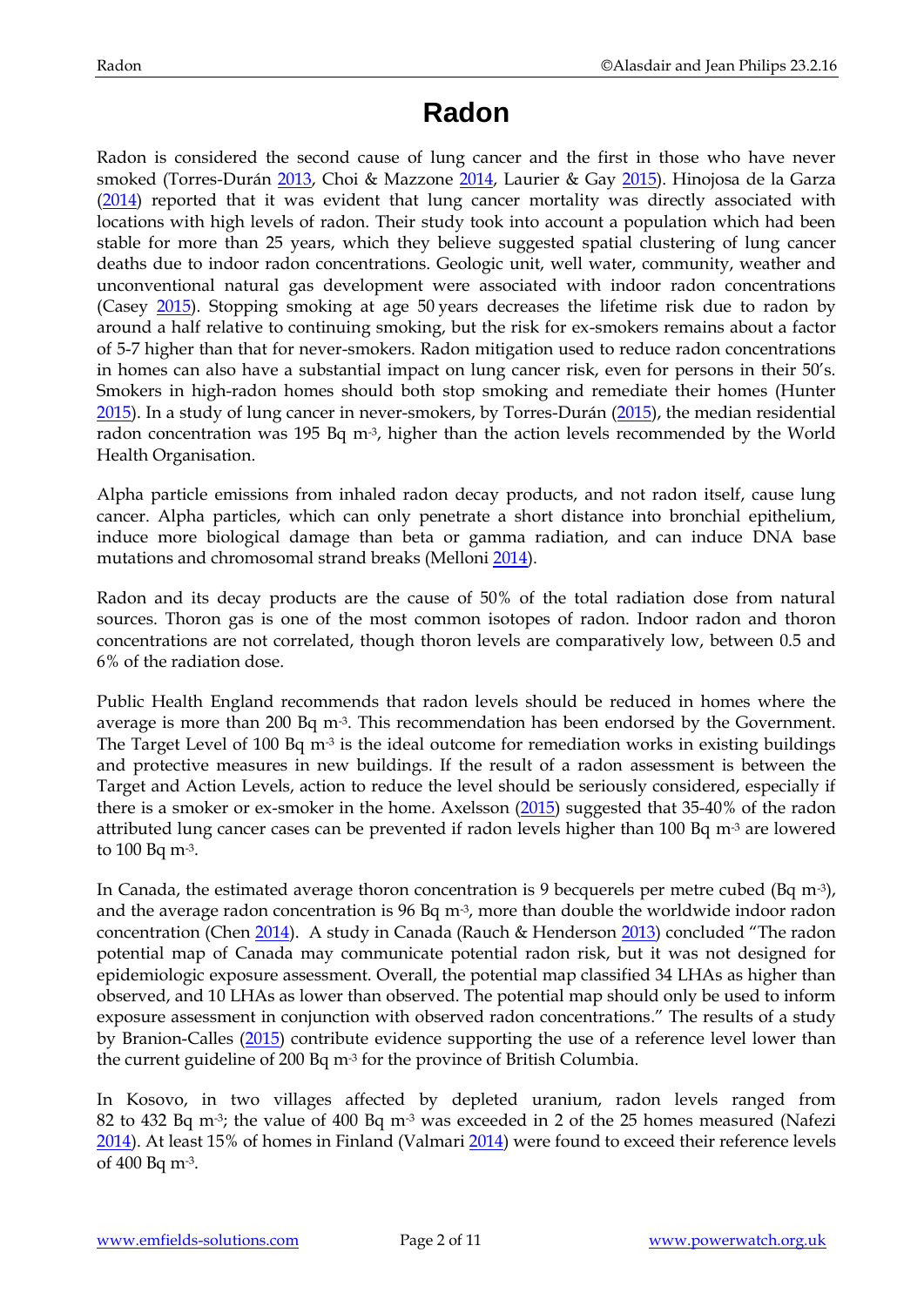# Radon

Radon is considered the second cause of lung cancer and the first in those who have never smoked (Torres-Durán 2013, Choi & Mazzone 2014, Laurier & Gay 2015). Hinojosa de la Garza (2014) reported that it was evident that lung cancer mortality was directly associated with locations with high levels of radon. Their study took into account a population which had been stable for more than 25 years, which they believe suggested spatial clustering of lung cancer deaths due to indoor radon concentrations. Geologic unit, well water, community, weather and unconventional natural gas development were associated with indoor radon concentrations (Casey 2015). Stopping smoking at age 50 years decreases the lifetime risk due to radon by around a half relative to continuing smoking, but the risk for ex-smokers remains about a factor of 5-7 higher than that for never-smokers. Radon mitigation used to reduce radon concentrations in homes can also have a substantial impact on lung cancer risk, even for persons in their 50's. Smokers in high-radon homes should both stop smoking and remediate their homes (Hunter 2015). In a study of lung cancer in never-smokers, by Torres-Durán (2015), the median residential radon concentration was 195 Bq $m^{-3}$, higher than the action levels recommended by the World Health Organisation.

Alpha particle emissions from inhaled radon decay products, and not radon itself, cause lung cancer. Alpha particles, which can only penetrate a short distance into bronchial epithelium, induce more biological damage than beta or gamma radiation, and can induce DNA base mutations and chromosomal strand breaks (Melloni 2014).

Radon and its decay products are the cause of 50% of the total radiation dose from natural sources. Thoron gas is one of the most common isotopes of radon. Indoor radon and thoron concentrations are not correlated, though thoron levels are comparatively low, between 0.5 and 6% of the radiation dose.

Public Health England recommends that radon levels should be reduced in homes where the average is more than 200 Bq $m^{-3}$. This recommendation has been endorsed by the Government. The Target Level of 100 Bq $m^{-3}$ is the ideal outcome for remediation works in existing buildings and protective measures in new buildings. If the result of a radon assessment is between the Target and Action Levels, action to reduce the level should be seriously considered, especially if there is a smoker or ex-smoker in the home. Axelsson (2015) suggested that 35-40% of the radon attributed lung cancer cases can be prevented if radon levels higher than 100 Bq $m^{-3}$ are lowered to 100 Bq $m^{-3}$.

In Canada, the estimated average thoron concentration is 9 becquerels per metre cubed (Bq $m^{-3}$), and the average radon concentration is 96 Bq $m^{-3}$, more than double the worldwide indoor radon concentration (Chen 2014). A study in Canada (Rauch & Henderson 2013) concluded "The radon potential map of Canada may communicate potential radon risk, but it was not designed for epidemiologic exposure assessment. Overall, the potential map classified 34 LHAs as higher than observed, and 10 LHAs as lower than observed. The potential map should only be used to inform exposure assessment in conjunction with observed radon concentrations." The results of a study by Branion-Calles (2015) contribute evidence supporting the use of a reference level lower than the current guideline of 200 Bq $m^{-3}$ for the province of British Columbia.

In Kosovo, in two villages affected by depleted uranium, radon levels ranged from 82 to 432 Bq $m^{-3}$; the value of 400 Bq $m^{-3}$ was exceeded in 2 of the 25 homes measured (Nafezi 2014). At least 15% of homes in Finland (Valmari 2014) were found to exceed their reference levels of 400 Bq $m^{-3}$.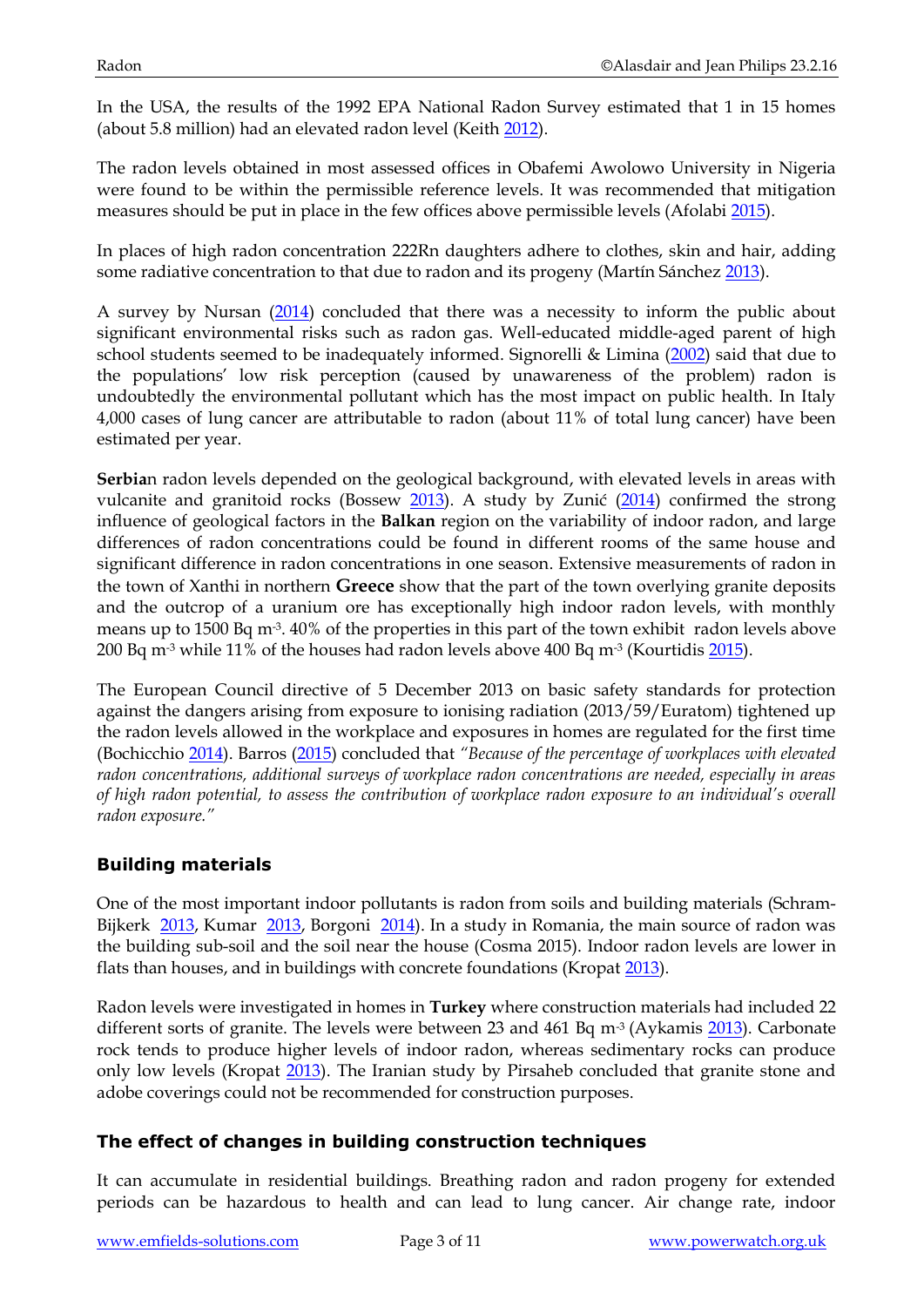In the USA, the results of the 1992 EPA National Radon Survey estimated that 1 in 15 homes (about 5.8 million) had an elevated radon level (Keith 2012).

The radon levels obtained in most assessed offices in Obafemi Awolowo University in Nigeria were found to be within the permissible reference levels. It was recommended that mitigation measures should be put in place in the few offices above permissible levels (Afolabi 2015).

In places of high radon concentration 222Rn daughters adhere to clothes, skin and hair, adding some radiative concentration to that due to radon and its progeny (Martín Sánchez 2013).

A survey by Nursan (2014) concluded that there was a necessity to inform the public about significant environmental risks such as radon gas. Well-educated middle-aged parent of high school students seemed to be inadequately informed. Signorelli & Limina (2002) said that due to the populations' low risk perception (caused by unawareness of the problem) radon is undoubtedly the environmental pollutant which has the most impact on public health. In Italy 4,000 cases of lung cancer are attributable to radon (about 11% of total lung cancer) have been estimated per year.

**Serbia**n radon levels depended on the geological background, with elevated levels in areas with vulcanite and granitoid rocks (Bossew 2013). A study by Zunić (2014) confirmed the strong influence of geological factors in the **Balkan** region on the variability of indoor radon, and large differences of radon concentrations could be found in different rooms of the same house and significant difference in radon concentrations in one season. Extensive measurements of radon in the town of Xanthi in northern **Greece** show that the part of the town overlying granite deposits and the outcrop of a uranium ore has exceptionally high indoor radon levels, with monthly means up to 1500 Bq $m^{-3}$. 40% of the properties in this part of the town exhibit radon levels above 200 Bq $m^{-3}$ while 11% of the houses had radon levels above 400 Bq $m^{-3}$ (Kourtidis 2015).

The European Council directive of 5 December 2013 on basic safety standards for protection against the dangers arising from exposure to ionising radiation (2013/59/Euratom) tightened up the radon levels allowed in the workplace and exposures in homes are regulated for the first time (Bochicchio 2014). Barros (2015) concluded that *"Because of the percentage of workplaces with elevated radon concentrations, additional surveys of workplace radon concentrations are needed, especially in areas of high radon potential, to assess the contribution of workplace radon exposure to an individual's overall radon exposure."*

## Building materials

One of the most important indoor pollutants is radon from soils and building materials (Schram-Bijkerk 2013, Kumar 2013, Borgoni 2014). In a study in Romania, the main source of radon was the building sub-soil and the soil near the house (Cosma 2015). Indoor radon levels are lower in flats than houses, and in buildings with concrete foundations (Kropat 2013).

Radon levels were investigated in homes in **Turkey** where construction materials had included 22 different sorts of granite. The levels were between 23 and 461 Bq $m^{-3}$ (Aykamis 2013). Carbonate rock tends to produce higher levels of indoor radon, whereas sedimentary rocks can produce only low levels (Kropat 2013). The Iranian study by Pirsaheb concluded that granite stone and adobe coverings could not be recommended for construction purposes.

## The effect of changes in building construction techniques

It can accumulate in residential buildings. Breathing radon and radon progeny for extended periods can be hazardous to health and can lead to lung cancer. Air change rate, indoor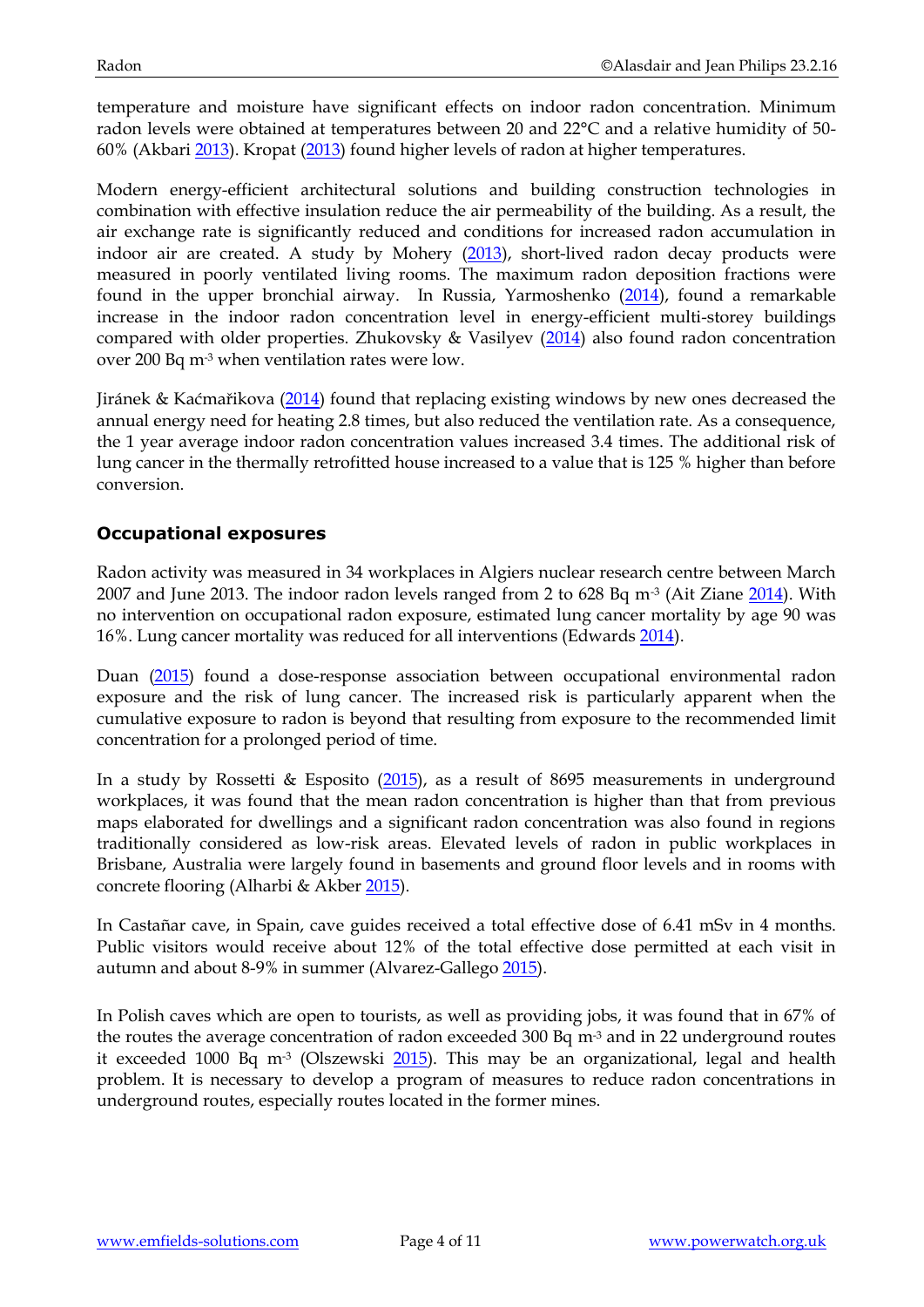temperature and moisture have significant effects on indoor radon concentration. Minimum radon levels were obtained at temperatures between 20 and 22°C and a relative humidity of 50-60% (Akbari 2013). Kropat (2013) found higher levels of radon at higher temperatures.

Modern energy-efficient architectural solutions and building construction technologies in combination with effective insulation reduce the air permeability of the building. As a result, the air exchange rate is significantly reduced and conditions for increased radon accumulation in indoor air are created. A study by Mohery (2013), short-lived radon decay products were measured in poorly ventilated living rooms. The maximum radon deposition fractions were found in the upper bronchial airway. In Russia, Yarmoshenko (2014), found a remarkable increase in the indoor radon concentration level in energy-efficient multi-storey buildings compared with older properties. Zhukovsky & Vasilyev (2014) also found radon concentration over 200 Bq $m^{-3}$ when ventilation rates were low.

Jiránek & Kaćmařikova (2014) found that replacing existing windows by new ones decreased the annual energy need for heating 2.8 times, but also reduced the ventilation rate. As a consequence, the 1 year average indoor radon concentration values increased 3.4 times. The additional risk of lung cancer in the thermally retrofitted house increased to a value that is 125 % higher than before conversion.

### Occupational exposures

Radon activity was measured in 34 workplaces in Algiers nuclear research centre between March 2007 and June 2013. The indoor radon levels ranged from 2 to 628 Bq $m^{-3}$ (Ait Ziane 2014). With no intervention on occupational radon exposure, estimated lung cancer mortality by age 90 was 16%. Lung cancer mortality was reduced for all interventions (Edwards 2014).

Duan (2015) found a dose-response association between occupational environmental radon exposure and the risk of lung cancer. The increased risk is particularly apparent when the cumulative exposure to radon is beyond that resulting from exposure to the recommended limit concentration for a prolonged period of time.

In a study by Rossetti & Esposito (2015), as a result of 8695 measurements in underground workplaces, it was found that the mean radon concentration is higher than that from previous maps elaborated for dwellings and a significant radon concentration was also found in regions traditionally considered as low-risk areas. Elevated levels of radon in public workplaces in Brisbane, Australia were largely found in basements and ground floor levels and in rooms with concrete flooring (Alharbi & Akber 2015).

In Castañar cave, in Spain, cave guides received a total effective dose of 6.41 mSv in 4 months. Public visitors would receive about 12% of the total effective dose permitted at each visit in autumn and about 8-9% in summer (Alvarez-Gallego 2015).

In Polish caves which are open to tourists, as well as providing jobs, it was found that in 67% of the routes the average concentration of radon exceeded 300 Bq $m^{-3}$ and in 22 underground routes it exceeded 1000 Bq $m^{-3}$ (Olszewski 2015). This may be an organizational, legal and health problem. It is necessary to develop a program of measures to reduce radon concentrations in underground routes, especially routes located in the former mines.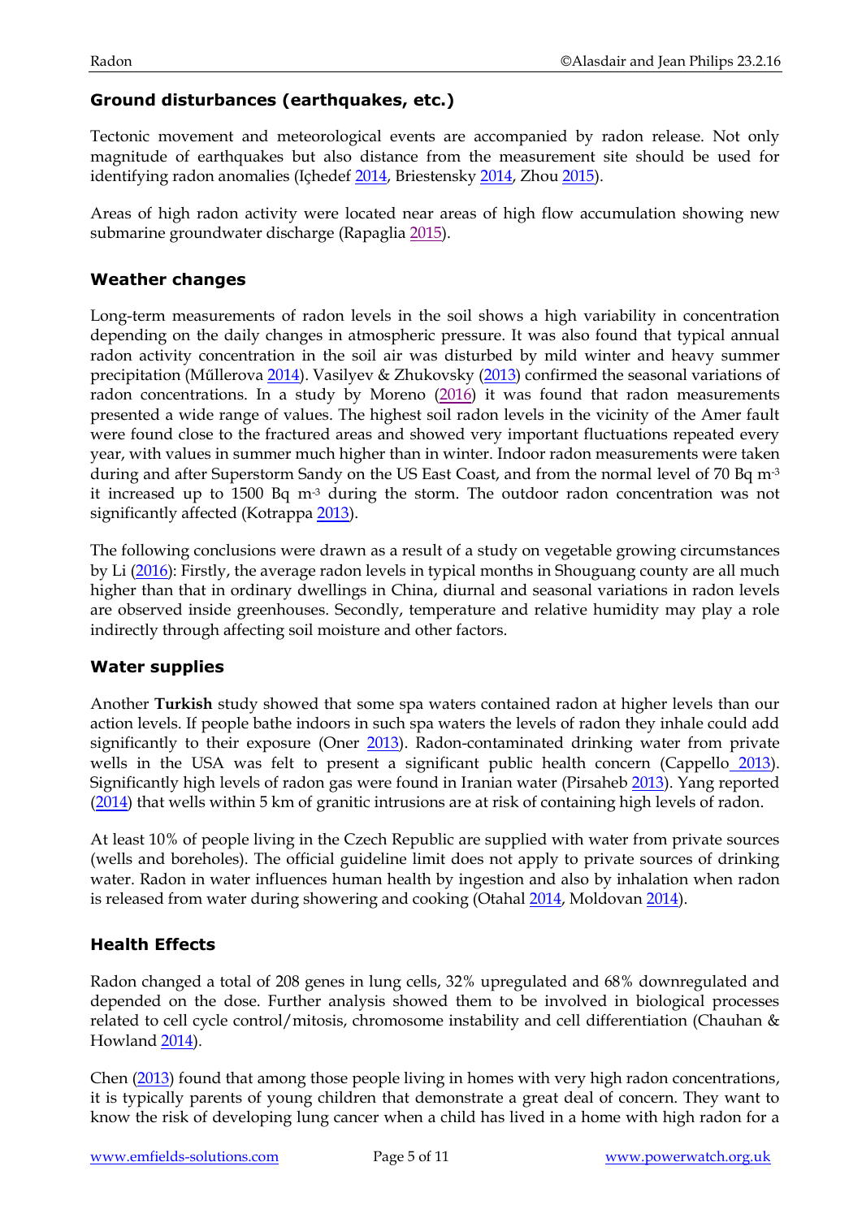### Ground disturbances (earthquakes, etc.)

Tectonic movement and meteorological events are accompanied by radon release. Not only magnitude of earthquakes but also distance from the measurement site should be used for identifying radon anomalies (Içhedef 2014, Briestensky 2014, Zhou 2015).

Areas of high radon activity were located near areas of high flow accumulation showing new submarine groundwater discharge (Rapaglia 2015).

### Weather changes

Long-term measurements of radon levels in the soil shows a high variability in concentration depending on the daily changes in atmospheric pressure. It was also found that typical annual radon activity concentration in the soil air was disturbed by mild winter and heavy summer precipitation (Műllerova 2014). Vasilyev & Zhukovsky (2013) confirmed the seasonal variations of radon concentrations. In a study by Moreno (2016) it was found that radon measurements presented a wide range of values. The highest soil radon levels in the vicinity of the Amer fault were found close to the fractured areas and showed very important fluctuations repeated every year, with values in summer much higher than in winter. Indoor radon measurements were taken during and after Superstorm Sandy on the US East Coast, and from the normal level of 70 Bq $m^{-3}$ it increased up to 1500 Bq $m^{-3}$ during the storm. The outdoor radon concentration was not significantly affected (Kotrappa 2013).

The following conclusions were drawn as a result of a study on vegetable growing circumstances by Li (2016): Firstly, the average radon levels in typical months in Shouguang county are all much higher than that in ordinary dwellings in China, diurnal and seasonal variations in radon levels are observed inside greenhouses. Secondly, temperature and relative humidity may play a role indirectly through affecting soil moisture and other factors.

### Water supplies

Another **Turkish** study showed that some spa waters contained radon at higher levels than our action levels. If people bathe indoors in such spa waters the levels of radon they inhale could add significantly to their exposure (Oner 2013). Radon-contaminated drinking water from private wells in the USA was felt to present a significant public health concern (Cappello 2013). Significantly high levels of radon gas were found in Iranian water (Pirsaheb 2013). Yang reported (2014) that wells within 5 km of granitic intrusions are at risk of containing high levels of radon.

At least 10% of people living in the Czech Republic are supplied with water from private sources (wells and boreholes). The official guideline limit does not apply to private sources of drinking water. Radon in water influences human health by ingestion and also by inhalation when radon is released from water during showering and cooking (Otahal 2014, Moldovan 2014).

### Health Effects

Radon changed a total of 208 genes in lung cells, 32% upregulated and 68% downregulated and depended on the dose. Further analysis showed them to be involved in biological processes related to cell cycle control/mitosis, chromosome instability and cell differentiation (Chauhan & Howland 2014).

Chen (2013) found that among those people living in homes with very high radon concentrations, it is typically parents of young children that demonstrate a great deal of concern. They want to know the risk of developing lung cancer when a child has lived in a home with high radon for a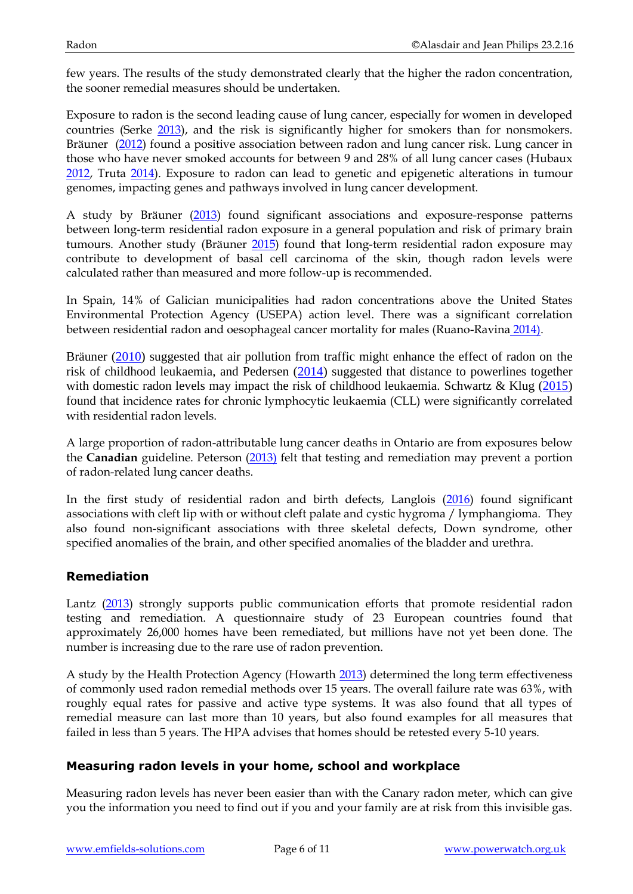few years. The results of the study demonstrated clearly that the higher the radon concentration, the sooner remedial measures should be undertaken.

Exposure to radon is the second leading cause of lung cancer, especially for women in developed countries (Serke 2013), and the risk is significantly higher for smokers than for nonsmokers. Bräuner (2012) found a positive association between radon and lung cancer risk. Lung cancer in those who have never smoked accounts for between 9 and 28% of all lung cancer cases (Hubaux 2012, Truta 2014). Exposure to radon can lead to genetic and epigenetic alterations in tumour genomes, impacting genes and pathways involved in lung cancer development.

A study by Bräuner (2013) found significant associations and exposure-response patterns between long-term residential radon exposure in a general population and risk of primary brain tumours. Another study (Bräuner 2015) found that long-term residential radon exposure may contribute to development of basal cell carcinoma of the skin, though radon levels were calculated rather than measured and more follow-up is recommended.

In Spain, 14% of Galician municipalities had radon concentrations above the United States Environmental Protection Agency (USEPA) action level. There was a significant correlation between residential radon and oesophageal cancer mortality for males (Ruano-Ravina 2014).

Bräuner (2010) suggested that air pollution from traffic might enhance the effect of radon on the risk of childhood leukaemia, and Pedersen (2014) suggested that distance to powerlines together with domestic radon levels may impact the risk of childhood leukaemia. Schwartz & Klug (2015) found that incidence rates for chronic lymphocytic leukaemia (CLL) were significantly correlated with residential radon levels.

A large proportion of radon-attributable lung cancer deaths in Ontario are from exposures below the **Canadian** guideline. Peterson (2013) felt that testing and remediation may prevent a portion of radon-related lung cancer deaths.

In the first study of residential radon and birth defects, Langlois (2016) found significant associations with cleft lip with or without cleft palate and cystic hygroma / lymphangioma. They also found non-significant associations with three skeletal defects, Down syndrome, other specified anomalies of the brain, and other specified anomalies of the bladder and urethra.

## Remediation

Lantz (2013) strongly supports public communication efforts that promote residential radon testing and remediation. A questionnaire study of 23 European countries found that approximately 26,000 homes have been remediated, but millions have not yet been done. The number is increasing due to the rare use of radon prevention.

A study by the Health Protection Agency (Howarth 2013) determined the long term effectiveness of commonly used radon remedial methods over 15 years. The overall failure rate was 63%, with roughly equal rates for passive and active type systems. It was also found that all types of remedial measure can last more than 10 years, but also found examples for all measures that failed in less than 5 years. The HPA advises that homes should be retested every 5-10 years.

## Measuring radon levels in your home, school and workplace

Measuring radon levels has never been easier than with the Canary radon meter, which can give you the information you need to find out if you and your family are at risk from this invisible gas.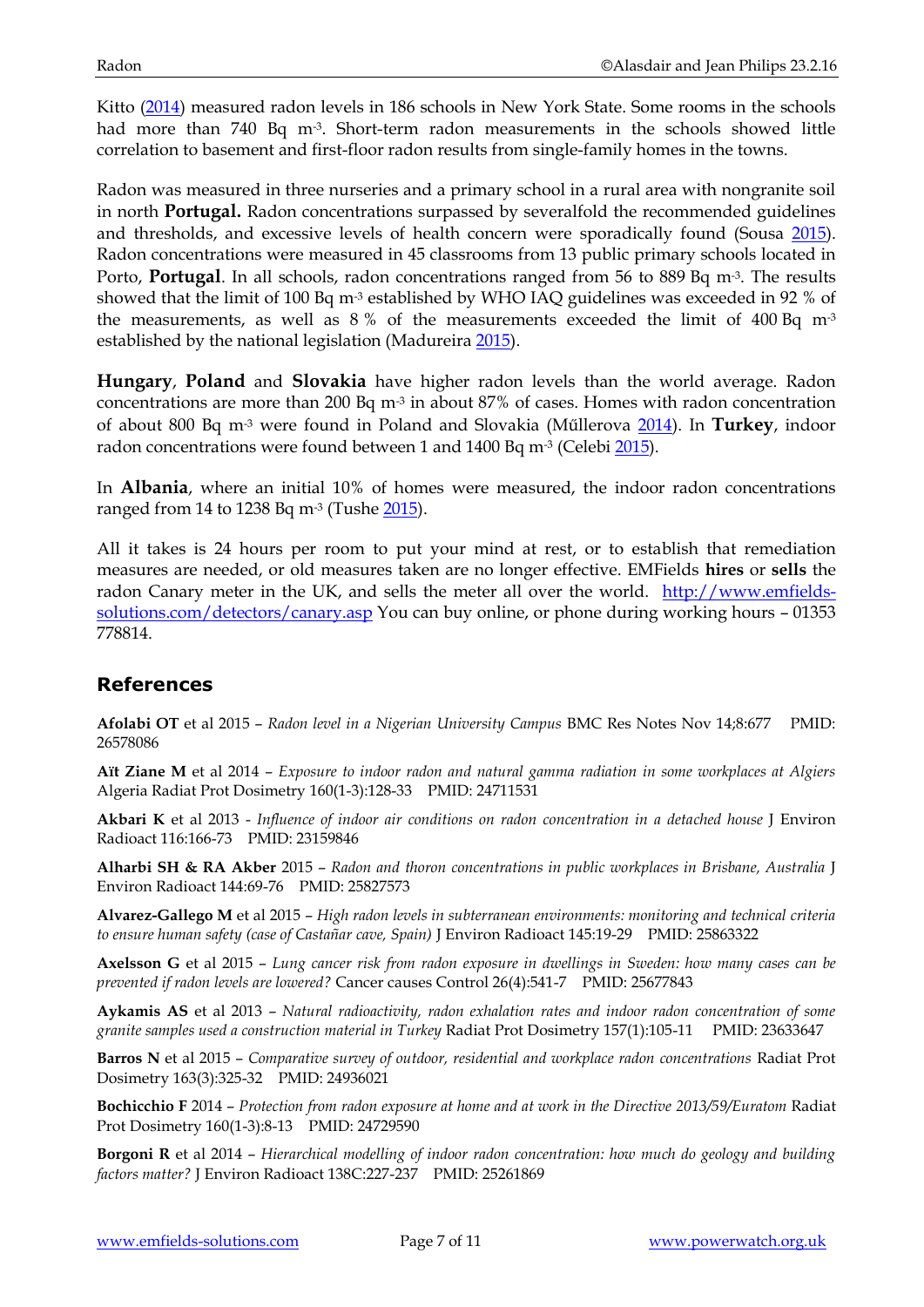Kitto (2014) measured radon levels in 186 schools in New York State. Some rooms in the schools had more than 740 Bq $m^{-3}$. Short-term radon measurements in the schools showed little correlation to basement and first-floor radon results from single-family homes in the towns.

Radon was measured in three nurseries and a primary school in a rural area with nongranite soil in north **Portugal.** Radon concentrations surpassed by severalfold the recommended guidelines and thresholds, and excessive levels of health concern were sporadically found (Sousa 2015). Radon concentrations were measured in 45 classrooms from 13 public primary schools located in Porto, **Portugal**. In all schools, radon concentrations ranged from 56 to 889 Bq $m^{-3}$. The results showed that the limit of 100 Bq $m^{-3}$ established by WHO IAQ guidelines was exceeded in 92 % of the measurements, as well as 8 % of the measurements exceeded the limit of 400 Bq $m^{-3}$ established by the national legislation (Madureira 2015).

**Hungary**, **Poland** and **Slovakia** have higher radon levels than the world average. Radon concentrations are more than 200 Bq $m^{-3}$ in about 87% of cases. Homes with radon concentration of about 800 Bq $m^{-3}$ were found in Poland and Slovakia (Műllerova 2014). In **Turkey**, indoor radon concentrations were found between 1 and 1400 Bq $m^{-3}$ (Celebi 2015).

In **Albania**, where an initial 10% of homes were measured, the indoor radon concentrations ranged from 14 to 1238 Bq $m^{-3}$ (Tushe 2015).

All it takes is 24 hours per room to put your mind at rest, or to establish that remediation measures are needed, or old measures taken are no longer effective. EMFields **hires** or **sells** the radon Canary meter in the UK, and sells the meter all over the world. http://www.emfields-solutions.com/detectors/canary.asp You can buy online, or phone during working hours – 01353 778814.

## References

**Afolabi OT** et al 2015 – *Radon level in a Nigerian University Campus* BMC Res Notes Nov 14;8:677 PMID: 26578086

**Aït Ziane M** et al 2014 – *Exposure to indoor radon and natural gamma radiation in some workplaces at Algiers* Algeria Radiat Prot Dosimetry 160(1-3):128-33 PMID: 24711531

**Akbari K** et al 2013 - *Influence of indoor air conditions on radon concentration in a detached house* J Environ Radioact 116:166-73 PMID: 23159846

**Alharbi SH & RA Akber** 2015 – *Radon and thoron concentrations in public workplaces in Brisbane, Australia* J Environ Radioact 144:69-76 PMID: 25827573

**Alvarez-Gallego M** et al 2015 – *High radon levels in subterranean environments: monitoring and technical criteria to ensure human safety (case of Castañar cave, Spain)* J Environ Radioact 145:19-29 PMID: 25863322

**Axelsson G** et al 2015 – *Lung cancer risk from radon exposure in dwellings in Sweden: how many cases can be prevented if radon levels are lowered?* Cancer causes Control 26(4):541-7 PMID: 25677843

**Aykamis AS** et al 2013 – *Natural radioactivity, radon exhalation rates and indoor radon concentration of some granite samples used a construction material in Turkey* Radiat Prot Dosimetry 157(1):105-11 PMID: 23633647

**Barros N** et al 2015 – *Comparative survey of outdoor, residential and workplace radon concentrations* Radiat Prot Dosimetry 163(3):325-32 PMID: 24936021

**Bochicchio F** 2014 – *Protection from radon exposure at home and at work in the Directive 2013/59/Euratom* Radiat Prot Dosimetry 160(1-3):8-13 PMID: 24729590

**Borgoni R** et al 2014 – *Hierarchical modelling of indoor radon concentration: how much do geology and building factors matter?* J Environ Radioact 138C:227-237 PMID: 25261869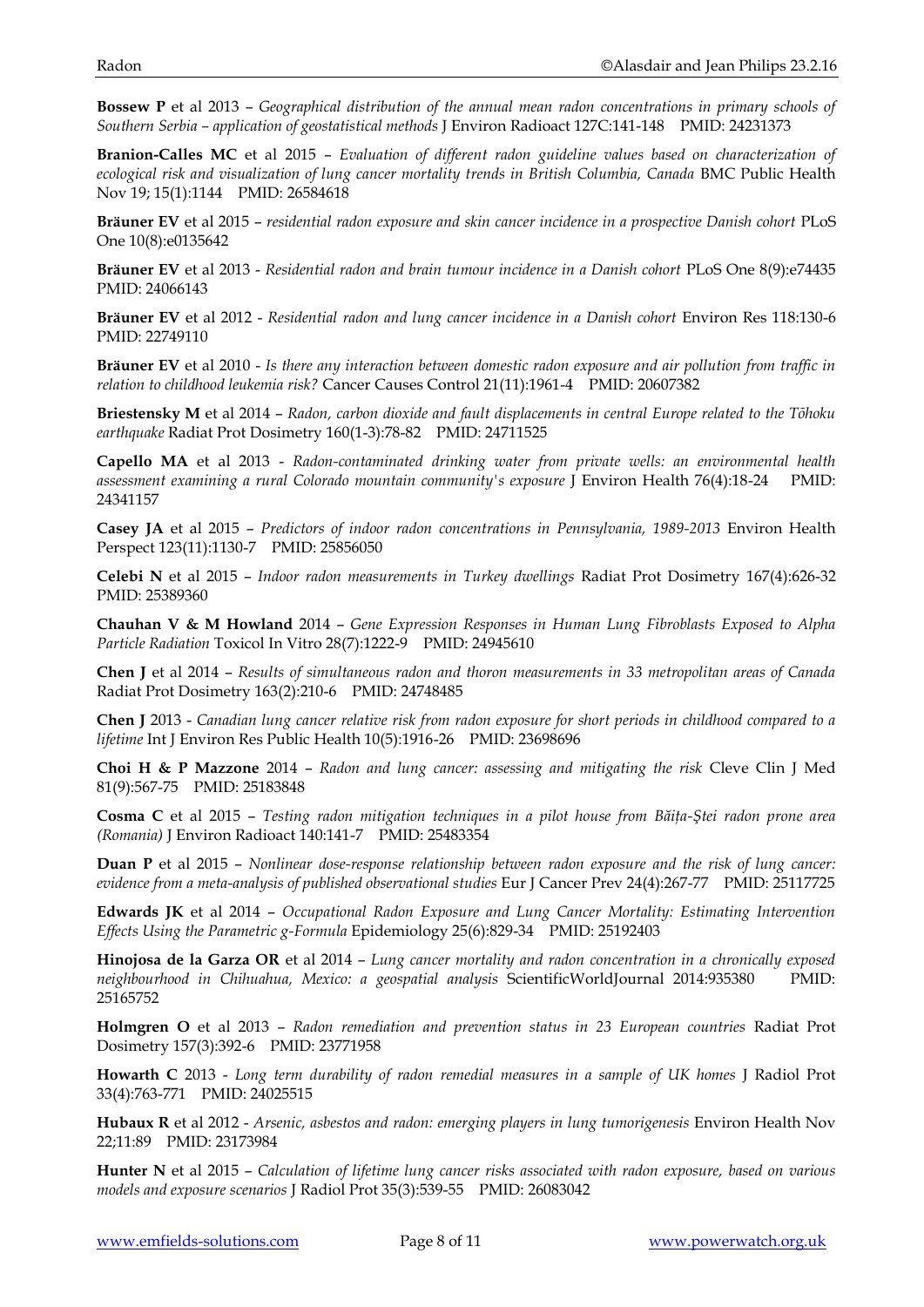**Bossew P** et al 2013 – *Geographical distribution of the annual mean radon concentrations in primary schools of Southern Serbia – application of geostatistical methods* J Environ Radioact 127C:141-148 PMID: 24231373

**Branion-Calles MC** et al 2015 – *Evaluation of different radon guideline values based on characterization of ecological risk and visualization of lung cancer mortality trends in British Columbia, Canada* BMC Public Health Nov 19; 15(1):1144 PMID: 26584618

**Bräuner EV** et al 2015 – *residential radon exposure and skin cancer incidence in a prospective Danish cohort* PLoS One 10(8):e0135642

**Bräuner EV** et al 2013 - *Residential radon and brain tumour incidence in a Danish cohort* PLoS One 8(9):e74435 PMID: 24066143

**Bräuner EV** et al 2012 - *Residential radon and lung cancer incidence in a Danish cohort* Environ Res 118:130-6 PMID: 22749110

**Bräuner EV** et al 2010 - *Is there any interaction between domestic radon exposure and air pollution from traffic in relation to childhood leukemia risk?* Cancer Causes Control 21(11):1961-4 PMID: 20607382

**Briestensky M** et al 2014 – *Radon, carbon dioxide and fault displacements in central Europe related to the Tōhoku earthquake* Radiat Prot Dosimetry 160(1-3):78-82 PMID: 24711525

**Capello MA** et al 2013 - *Radon-contaminated drinking water from private wells: an environmental health assessment examining a rural Colorado mountain community's exposure* J Environ Health 76(4):18-24 PMID: 24341157

**Casey JA** et al 2015 – *Predictors of indoor radon concentrations in Pennsylvania, 1989-2013* Environ Health Perspect 123(11):1130-7 PMID: 25856050

**Celebi N** et al 2015 – *Indoor radon measurements in Turkey dwellings* Radiat Prot Dosimetry 167(4):626-32 PMID: 25389360

**Chauhan V & M Howland** 2014 – *Gene Expression Responses in Human Lung Fibroblasts Exposed to Alpha Particle Radiation* Toxicol In Vitro 28(7):1222-9 PMID: 24945610

**Chen J** et al 2014 – *Results of simultaneous radon and thoron measurements in 33 metropolitan areas of Canada* Radiat Prot Dosimetry 163(2):210-6 PMID: 24748485

**Chen J** 2013 - *Canadian lung cancer relative risk from radon exposure for short periods in childhood compared to a lifetime* Int J Environ Res Public Health 10(5):1916-26 PMID: 23698696

**Choi H & P Mazzone** 2014 – *Radon and lung cancer: assessing and mitigating the risk* Cleve Clin J Med 81(9):567-75 PMID: 25183848

**Cosma C** et al 2015 – *Testing radon mitigation techniques in a pilot house from Băița-Ștei radon prone area (Romania)* J Environ Radioact 140:141-7 PMID: 25483354

**Duan P** et al 2015 – *Nonlinear dose-response relationship between radon exposure and the risk of lung cancer: evidence from a meta-analysis of published observational studies* Eur J Cancer Prev 24(4):267-77 PMID: 25117725

**Edwards JK** et al 2014 – *Occupational Radon Exposure and Lung Cancer Mortality: Estimating Intervention Effects Using the Parametric g-Formula* Epidemiology 25(6):829-34 PMID: 25192403

**Hinojosa de la Garza OR** et al 2014 – *Lung cancer mortality and radon concentration in a chronically exposed neighbourhood in Chihuahua, Mexico: a geospatial analysis* ScientificWorldJournal 2014:935380 PMID: 25165752

**Holmgren O** et al 2013 – *Radon remediation and prevention status in 23 European countries* Radiat Prot Dosimetry 157(3):392-6 PMID: 23771958

**Howarth C** 2013 - *Long term durability of radon remedial measures in a sample of UK homes* J Radiol Prot 33(4):763-771 PMID: 24025515

**Hubaux R** et al 2012 - *Arsenic, asbestos and radon: emerging players in lung tumorigenesis* Environ Health Nov 22;11:89 PMID: 23173984

**Hunter N** et al 2015 – *Calculation of lifetime lung cancer risks associated with radon exposure, based on various models and exposure scenarios* J Radiol Prot 35(3):539-55 PMID: 26083042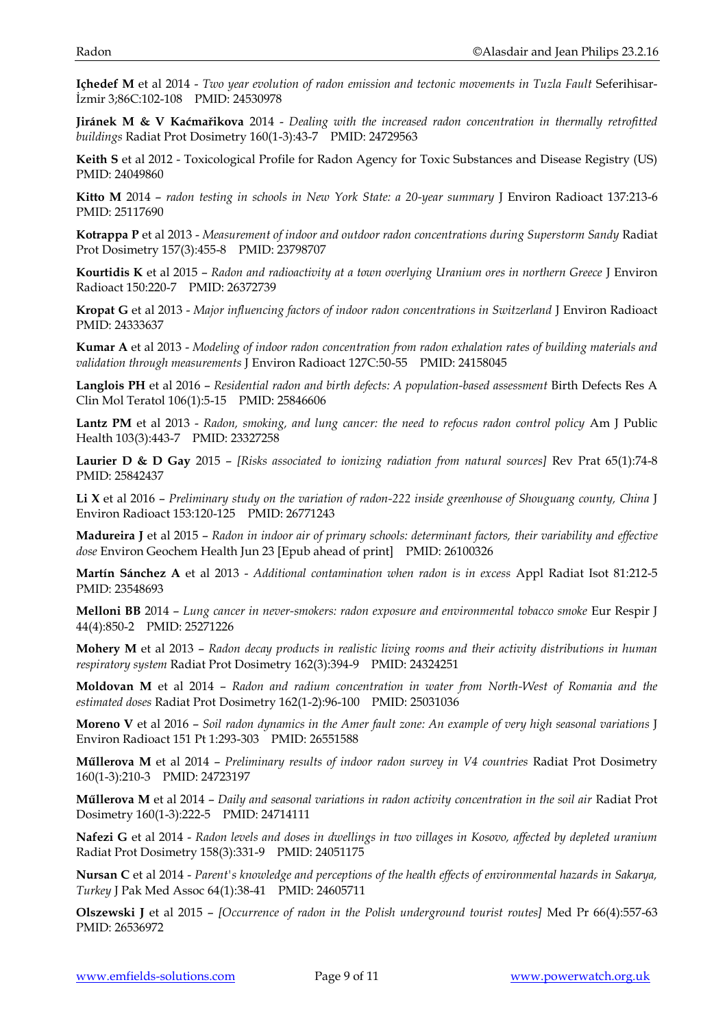**Içhedef M** et al 2014 - *Two year evolution of radon emission and tectonic movements in Tuzla Fault* Seferihisar-İzmir 3;86C:102-108 PMID: 24530978

**Jiránek M & V Kaćmařikova** 2014 - *Dealing with the increased radon concentration in thermally retrofitted buildings* Radiat Prot Dosimetry 160(1-3):43-7 PMID: 24729563

**Keith S** et al 2012 - Toxicological Profile for Radon Agency for Toxic Substances and Disease Registry (US) PMID: 24049860

**Kitto M** 2014 – *radon testing in schools in New York State: a 20-year summary* J Environ Radioact 137:213-6 PMID: 25117690

**Kotrappa P** et al 2013 - *Measurement of indoor and outdoor radon concentrations during Superstorm Sandy* Radiat Prot Dosimetry 157(3):455-8 PMID: 23798707

**Kourtidis K** et al 2015 – *Radon and radioactivity at a town overlying Uranium ores in northern Greece* J Environ Radioact 150:220-7 PMID: 26372739

**Kropat G** et al 2013 - *Major influencing factors of indoor radon concentrations in Switzerland* J Environ Radioact PMID: 24333637

**Kumar A** et al 2013 - *Modeling of indoor radon concentration from radon exhalation rates of building materials and validation through measurements* J Environ Radioact 127C:50-55 PMID: 24158045

**Langlois PH** et al 2016 – *Residential radon and birth defects: A population-based assessment* Birth Defects Res A Clin Mol Teratol 106(1):5-15 PMID: 25846606

**Lantz PM** et al 2013 - *Radon, smoking, and lung cancer: the need to refocus radon control policy* Am J Public Health 103(3):443-7 PMID: 23327258

**Laurier D & D Gay** 2015 – *[Risks associated to ionizing radiation from natural sources]* Rev Prat 65(1):74-8 PMID: 25842437

**Li X** et al 2016 – *Preliminary study on the variation of radon-222 inside greenhouse of Shouguang county, China* J Environ Radioact 153:120-125 PMID: 26771243

**Madureira J** et al 2015 – *Radon in indoor air of primary schools: determinant factors, their variability and effective dose* Environ Geochem Health Jun 23 [Epub ahead of print] PMID: 26100326

**Martín Sánchez A** et al 2013 - *Additional contamination when radon is in excess* Appl Radiat Isot 81:212-5 PMID: 23548693

**Melloni BB** 2014 – *Lung cancer in never-smokers: radon exposure and environmental tobacco smoke* Eur Respir J 44(4):850-2 PMID: 25271226

**Mohery M** et al 2013 – *Radon decay products in realistic living rooms and their activity distributions in human respiratory system* Radiat Prot Dosimetry 162(3):394-9 PMID: 24324251

**Moldovan M** et al 2014 – *Radon and radium concentration in water from North-West of Romania and the estimated doses* Radiat Prot Dosimetry 162(1-2):96-100 PMID: 25031036

**Moreno V** et al 2016 – *Soil radon dynamics in the Amer fault zone: An example of very high seasonal variations* J Environ Radioact 151 Pt 1:293-303 PMID: 26551588

**Műllerova M** et al 2014 – *Preliminary results of indoor radon survey in V4 countries* Radiat Prot Dosimetry 160(1-3):210-3 PMID: 24723197

**Műllerova M** et al 2014 – *Daily and seasonal variations in radon activity concentration in the soil air* Radiat Prot Dosimetry 160(1-3):222-5 PMID: 24714111

**Nafezi G** et al 2014 - *Radon levels and doses in dwellings in two villages in Kosovo, affected by depleted uranium* Radiat Prot Dosimetry 158(3):331-9 PMID: 24051175

**Nursan C** et al 2014 - *Parent's knowledge and perceptions of the health effects of environmental hazards in Sakarya, Turkey* J Pak Med Assoc 64(1):38-41 PMID: 24605711

**Olszewski J** et al 2015 – *[Occurrence of radon in the Polish underground tourist routes]* Med Pr 66(4):557-63 PMID: 26536972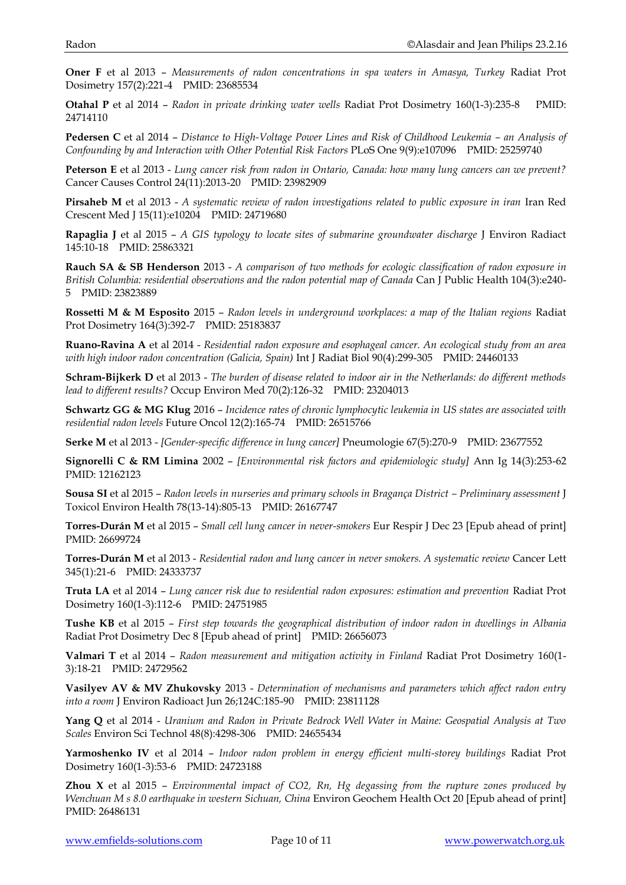**Oner F** et al 2013 – *Measurements of radon concentrations in spa waters in Amasya, Turkey* Radiat Prot Dosimetry 157(2):221-4 PMID: 23685534

**Otahal P** et al 2014 – *Radon in private drinking water wells* Radiat Prot Dosimetry 160(1-3):235-8 PMID: 24714110

**Pedersen C** et al 2014 – *Distance to High-Voltage Power Lines and Risk of Childhood Leukemia – an Analysis of Confounding by and Interaction with Other Potential Risk Factors* PLoS One 9(9):e107096 PMID: 25259740

**Peterson E** et al 2013 - *Lung cancer risk from radon in Ontario, Canada: how many lung cancers can we prevent?* Cancer Causes Control 24(11):2013-20 PMID: 23982909

**Pirsaheb M** et al 2013 - *A systematic review of radon investigations related to public exposure in iran* Iran Red Crescent Med J 15(11):e10204 PMID: 24719680

**Rapaglia J** et al 2015 – *A GIS typology to locate sites of submarine groundwater discharge* J Environ Radiact 145:10-18 PMID: 25863321

**Rauch SA & SB Henderson** 2013 - *A comparison of two methods for ecologic classification of radon exposure in British Columbia: residential observations and the radon potential map of Canada* Can J Public Health 104(3):e240-5 PMID: 23823889

**Rossetti M & M Esposito** 2015 – *Radon levels in underground workplaces: a map of the Italian regions* Radiat Prot Dosimetry 164(3):392-7 PMID: 25183837

**Ruano-Ravina A** et al 2014 - *Residential radon exposure and esophageal cancer. An ecological study from an area with high indoor radon concentration (Galicia, Spain)* Int J Radiat Biol 90(4):299-305 PMID: 24460133

**Schram-Bijkerk D** et al 2013 - *The burden of disease related to indoor air in the Netherlands: do different methods lead to different results?* Occup Environ Med 70(2):126-32 PMID: 23204013

**Schwartz GG & MG Klug** 2016 – *Incidence rates of chronic lymphocytic leukemia in US states are associated with residential radon levels* Future Oncol 12(2):165-74 PMID: 26515766

**Serke M** et al 2013 - *[Gender-specific difference in lung cancer]* Pneumologie 67(5):270-9 PMID: 23677552

**Signorelli C & RM Limina** 2002 – *[Environmental risk factors and epidemiologic study]* Ann Ig 14(3):253-62 PMID: 12162123

**Sousa SI** et al 2015 – *Radon levels in nurseries and primary schools in Bragança District – Preliminary assessment* J Toxicol Environ Health 78(13-14):805-13 PMID: 26167747

**Torres-Durán M** et al 2015 – *Small cell lung cancer in never-smokers* Eur Respir J Dec 23 [Epub ahead of print] PMID: 26699724

**Torres-Durán M** et al 2013 - *Residential radon and lung cancer in never smokers. A systematic review* Cancer Lett 345(1):21-6 PMID: 24333737

**Truta LA** et al 2014 – *Lung cancer risk due to residential radon exposures: estimation and prevention* Radiat Prot Dosimetry 160(1-3):112-6 PMID: 24751985

**Tushe KB** et al 2015 – *First step towards the geographical distribution of indoor radon in dwellings in Albania* Radiat Prot Dosimetry Dec 8 [Epub ahead of print] PMID: 26656073

**Valmari T** et al 2014 – *Radon measurement and mitigation activity in Finland* Radiat Prot Dosimetry 160(1-3):18-21 PMID: 24729562

**Vasilyev AV & MV Zhukovsky** 2013 - *Determination of mechanisms and parameters which affect radon entry into a room* J Environ Radioact Jun 26;124C:185-90 PMID: 23811128

**Yang Q** et al 2014 - *Uranium and Radon in Private Bedrock Well Water in Maine: Geospatial Analysis at Two Scales* Environ Sci Technol 48(8):4298-306 PMID: 24655434

**Yarmoshenko IV** et al 2014 – *Indoor radon problem in energy efficient multi-storey buildings* Radiat Prot Dosimetry 160(1-3):53-6 PMID: 24723188

**Zhou X** et al 2015 – *Environmental impact of CO2, Rn, Hg degassing from the rupture zones produced by Wenchuan M s 8.0 earthquake in western Sichuan, China* Environ Geochem Health Oct 20 [Epub ahead of print] PMID: 26486131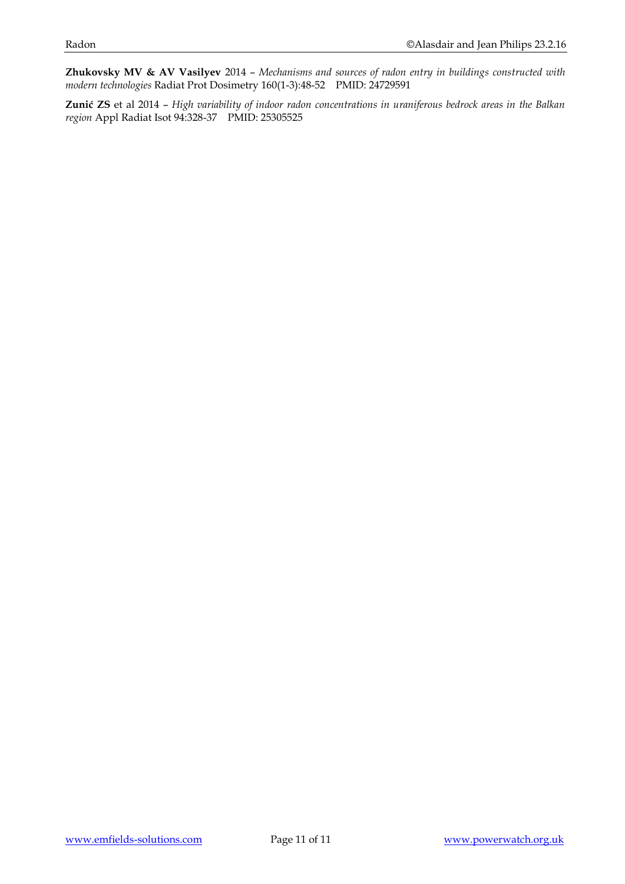**Zhukovsky MV & AV Vasilyev** 2014 – *Mechanisms and sources of radon entry in buildings constructed with modern technologies* Radiat Prot Dosimetry 160(1-3):48-52 PMID: 24729591

**Zunić ZS** et al 2014 – *High variability of indoor radon concentrations in uraniferous bedrock areas in the Balkan region* Appl Radiat Isot 94:328-37 PMID: 25305525